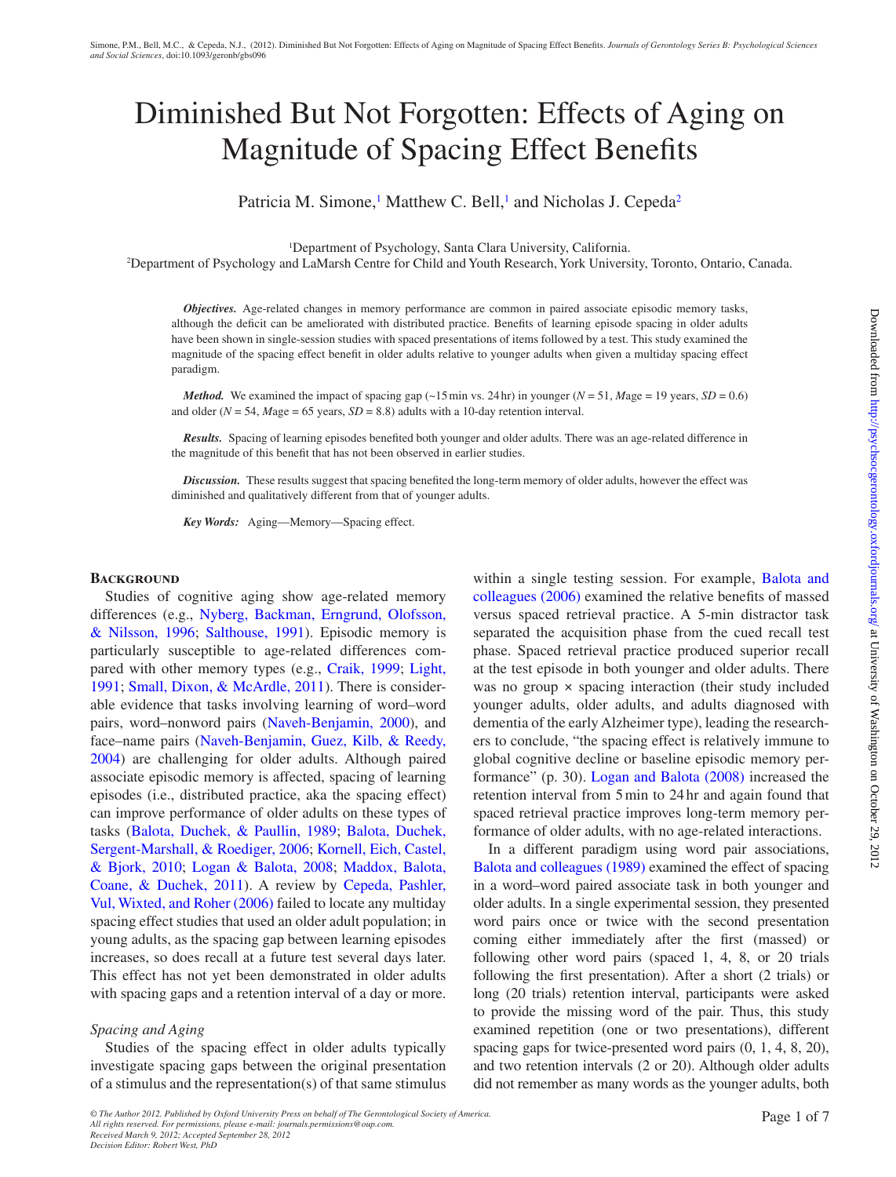# Diminished But Not Forgotten: Effects of Aging on Magnitude of Spacing Effect Benefits

Patricia M. Simone,[1] Matthew C. Bell,[1] and Nicholas J. Cepeda[2]

[1]Department of Psychology, Santa Clara University, California.
[2]Department of Psychology and LaMarsh Centre for Child and Youth Research, York University, Toronto, Ontario, Canada.

***Objectives.*** Age-related changes in memory performance are common in paired associate episodic memory tasks, although the deficit can be ameliorated with distributed practice. Benefits of learning episode spacing in older adults have been shown in single-session studies with spaced presentations of items followed by a test. This study examined the magnitude of the spacing effect benefit in older adults relative to younger adults when given a multiday spacing effect paradigm.

***Method.*** We examined the impact of spacing gap (~15 min vs. 24 hr) in younger (*N* = 51, *M*age = 19 years, *SD* = 0.6) and older (*N* = 54, *M*age = 65 years, *SD* = 8.8) adults with a 10-day retention interval.

***Results.*** Spacing of learning episodes benefited both younger and older adults. There was an age-related difference in the magnitude of this benefit that has not been observed in earlier studies.

***Discussion.*** These results suggest that spacing benefited the long-term memory of older adults, however the effect was diminished and qualitatively different from that of younger adults.

***Key Words:*** Aging—Memory—Spacing effect.

## Background

Studies of cognitive aging show age-related memory differences (e.g., Nyberg, Backman, Erngrund, Olofsson, & Nilsson, 1996; Salthouse, 1991). Episodic memory is particularly susceptible to age-related differences compared with other memory types (e.g., Craik, 1999; Light, 1991; Small, Dixon, & McArdle, 2011). There is considerable evidence that tasks involving learning of word–word pairs, word–nonword pairs (Naveh-Benjamin, 2000), and face–name pairs (Naveh-Benjamin, Guez, Kilb, & Reedy, 2004) are challenging for older adults. Although paired associate episodic memory is affected, spacing of learning episodes (i.e., distributed practice, aka the spacing effect) can improve performance of older adults on these types of tasks (Balota, Duchek, & Paullin, 1989; Balota, Duchek, Sergent-Marshall, & Roediger, 2006; Kornell, Eich, Castel, & Bjork, 2010; Logan & Balota, 2008; Maddox, Balota, Coane, & Duchek, 2011). A review by Cepeda, Pashler, Vul, Wixted, and Rohrer (2006) failed to locate any multiday spacing effect studies that used an older adult population; in young adults, as the spacing gap between learning episodes increases, so does recall at a future test several days later. This effect has not yet been demonstrated in older adults with spacing gaps and a retention interval of a day or more.

### *Spacing and Aging*

Studies of the spacing effect in older adults typically investigate spacing gaps between the original presentation of a stimulus and the representation(s) of that same stimulus within a single testing session. For example, Balota and colleagues (2006) examined the relative benefits of massed versus spaced retrieval practice. A 5-min distractor task separated the acquisition phase from the cued recall test phase. Spaced retrieval practice produced superior recall at the test episode in both younger and older adults. There was no group × spacing interaction (their study included younger adults, older adults, and adults diagnosed with dementia of the early Alzheimer type), leading the researchers to conclude, "the spacing effect is relatively immune to global cognitive decline or baseline episodic memory performance" (p. 30). Logan and Balota (2008) increased the retention interval from 5 min to 24 hr and again found that spaced retrieval practice improves long-term memory performance of older adults, with no age-related interactions.

In a different paradigm using word pair associations, Balota and colleagues (1989) examined the effect of spacing in a word–word paired associate task in both younger and older adults. In a single experimental session, they presented word pairs once or twice with the second presentation coming either immediately after the first (massed) or following other word pairs (spaced 1, 4, 8, or 20 trials following the first presentation). After a short (2 trials) or long (20 trials) retention interval, participants were asked to provide the missing word of the pair. Thus, this study examined repetition (one or two presentations), different spacing gaps for twice-presented word pairs (0, 1, 4, 8, 20), and two retention intervals (2 or 20). Although older adults did not remember as many words as the younger adults, both

© The Author 2012. Published by Oxford University Press on behalf of The Gerontological Society of America.
All rights reserved. For permissions, please e-mail: journals.permissions@oup.com.
Received March 9, 2012; Accepted September 28, 2012
Decision Editor: Robert West, PhD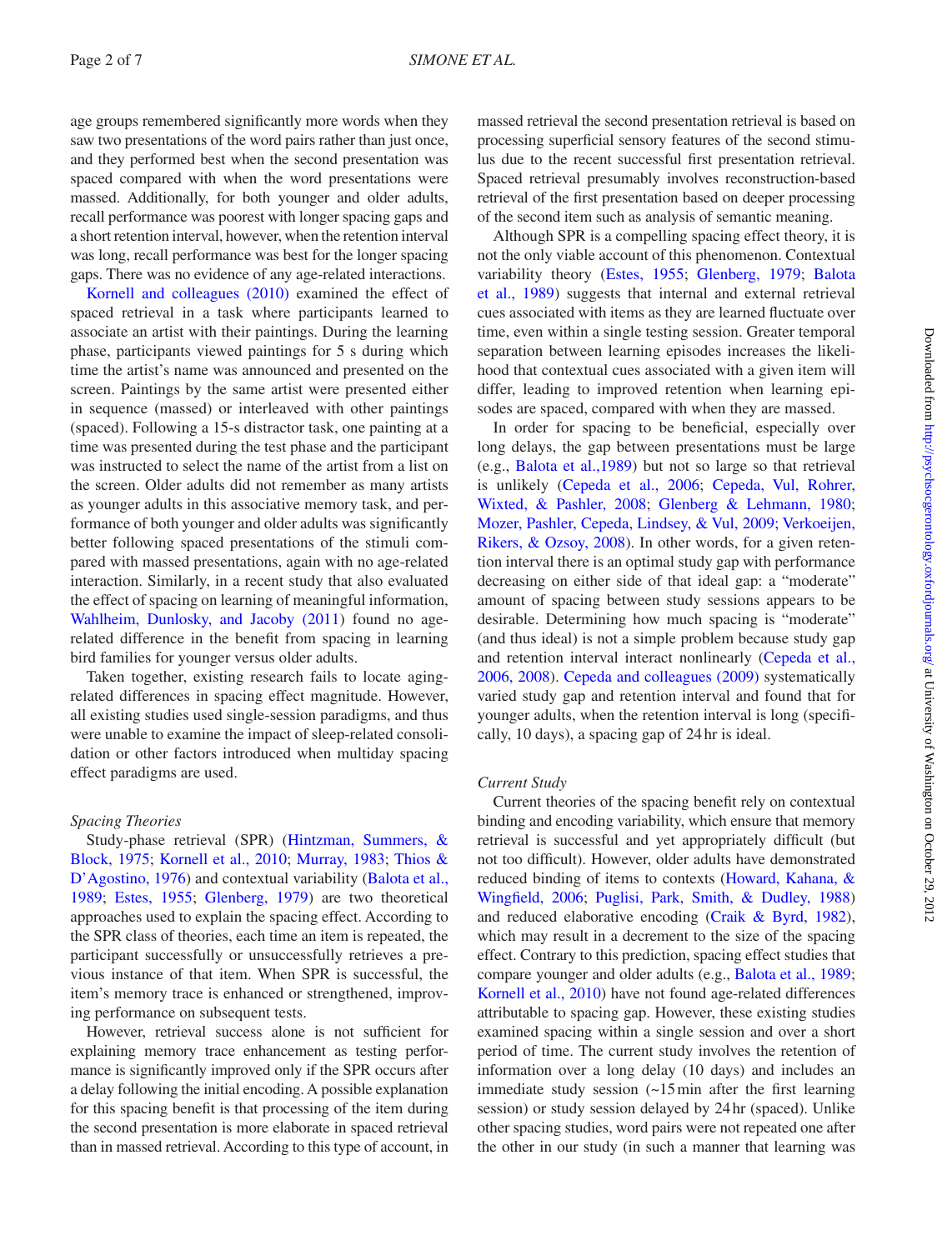age groups remembered significantly more words when they saw two presentations of the word pairs rather than just once, and they performed best when the second presentation was spaced compared with when the word presentations were massed. Additionally, for both younger and older adults, recall performance was poorest with longer spacing gaps and a short retention interval, however, when the retention interval was long, recall performance was best for the longer spacing gaps. There was no evidence of any age-related interactions.

Kornell and colleagues (2010) examined the effect of spaced retrieval in a task where participants learned to associate an artist with their paintings. During the learning phase, participants viewed paintings for 5 s during which time the artist's name was announced and presented on the screen. Paintings by the same artist were presented either in sequence (massed) or interleaved with other paintings (spaced). Following a 15-s distractor task, one painting at a time was presented during the test phase and the participant was instructed to select the name of the artist from a list on the screen. Older adults did not remember as many artists as younger adults in this associative memory task, and performance of both younger and older adults was significantly better following spaced presentations of the stimuli compared with massed presentations, again with no age-related interaction. Similarly, in a recent study that also evaluated the effect of spacing on learning of meaningful information, Wahlheim, Dunlosky, and Jacoby (2011) found no age-related difference in the benefit from spacing in learning bird families for younger versus older adults.

Taken together, existing research fails to locate aging-related differences in spacing effect magnitude. However, all existing studies used single-session paradigms, and thus were unable to examine the impact of sleep-related consolidation or other factors introduced when multiday spacing effect paradigms are used.

### *Spacing Theories*

Study-phase retrieval (SPR) (Hintzman, Summers, & Block, 1975; Kornell et al., 2010; Murray, 1983; Thios & D'Agostino, 1976) and contextual variability (Balota et al., 1989; Estes, 1955; Glenberg, 1979) are two theoretical approaches used to explain the spacing effect. According to the SPR class of theories, each time an item is repeated, the participant successfully or unsuccessfully retrieves a previous instance of that item. When SPR is successful, the item's memory trace is enhanced or strengthened, improving performance on subsequent tests.

However, retrieval success alone is not sufficient for explaining memory trace enhancement as testing performance is significantly improved only if the SPR occurs after a delay following the initial encoding. A possible explanation for this spacing benefit is that processing of the item during the second presentation is more elaborate in spaced retrieval than in massed retrieval. According to this type of account, in massed retrieval the second presentation retrieval is based on processing superficial sensory features of the second stimulus due to the recent successful first presentation retrieval. Spaced retrieval presumably involves reconstruction-based retrieval of the first presentation based on deeper processing of the second item such as analysis of semantic meaning.

Although SPR is a compelling spacing effect theory, it is not the only viable account of this phenomenon. Contextual variability theory (Estes, 1955; Glenberg, 1979; Balota et al., 1989) suggests that internal and external retrieval cues associated with items as they are learned fluctuate over time, even within a single testing session. Greater temporal separation between learning episodes increases the likelihood that contextual cues associated with a given item will differ, leading to improved retention when learning episodes are spaced, compared with when they are massed.

In order for spacing to be beneficial, especially over long delays, the gap between presentations must be large (e.g., Balota et al.,1989) but not so large so that retrieval is unlikely (Cepeda et al., 2006; Cepeda, Vul, Rohrer, Wixted, & Pashler, 2008; Glenberg & Lehmann, 1980; Mozer, Pashler, Cepeda, Lindsey, & Vul, 2009; Verkoeijen, Rikers, & Ozsoy, 2008). In other words, for a given retention interval there is an optimal study gap with performance decreasing on either side of that ideal gap: a "moderate" amount of spacing between study sessions appears to be desirable. Determining how much spacing is "moderate" (and thus ideal) is not a simple problem because study gap and retention interval interact nonlinearly (Cepeda et al., 2006, 2008). Cepeda and colleagues (2009) systematically varied study gap and retention interval and found that for younger adults, when the retention interval is long (specifically, 10 days), a spacing gap of 24 hr is ideal.

### *Current Study*

Current theories of the spacing benefit rely on contextual binding and encoding variability, which ensure that memory retrieval is successful and yet appropriately difficult (but not too difficult). However, older adults have demonstrated reduced binding of items to contexts (Howard, Kahana, & Wingfield, 2006; Puglisi, Park, Smith, & Dudley, 1988) and reduced elaborative encoding (Craik & Byrd, 1982), which may result in a decrement to the size of the spacing effect. Contrary to this prediction, spacing effect studies that compare younger and older adults (e.g., Balota et al., 1989; Kornell et al., 2010) have not found age-related differences attributable to spacing gap. However, these existing studies examined spacing within a single session and over a short period of time. The current study involves the retention of information over a long delay (10 days) and includes an immediate study session (~15 min after the first learning session) or study session delayed by 24 hr (spaced). Unlike other spacing studies, word pairs were not repeated one after the other in our study (in such a manner that learning was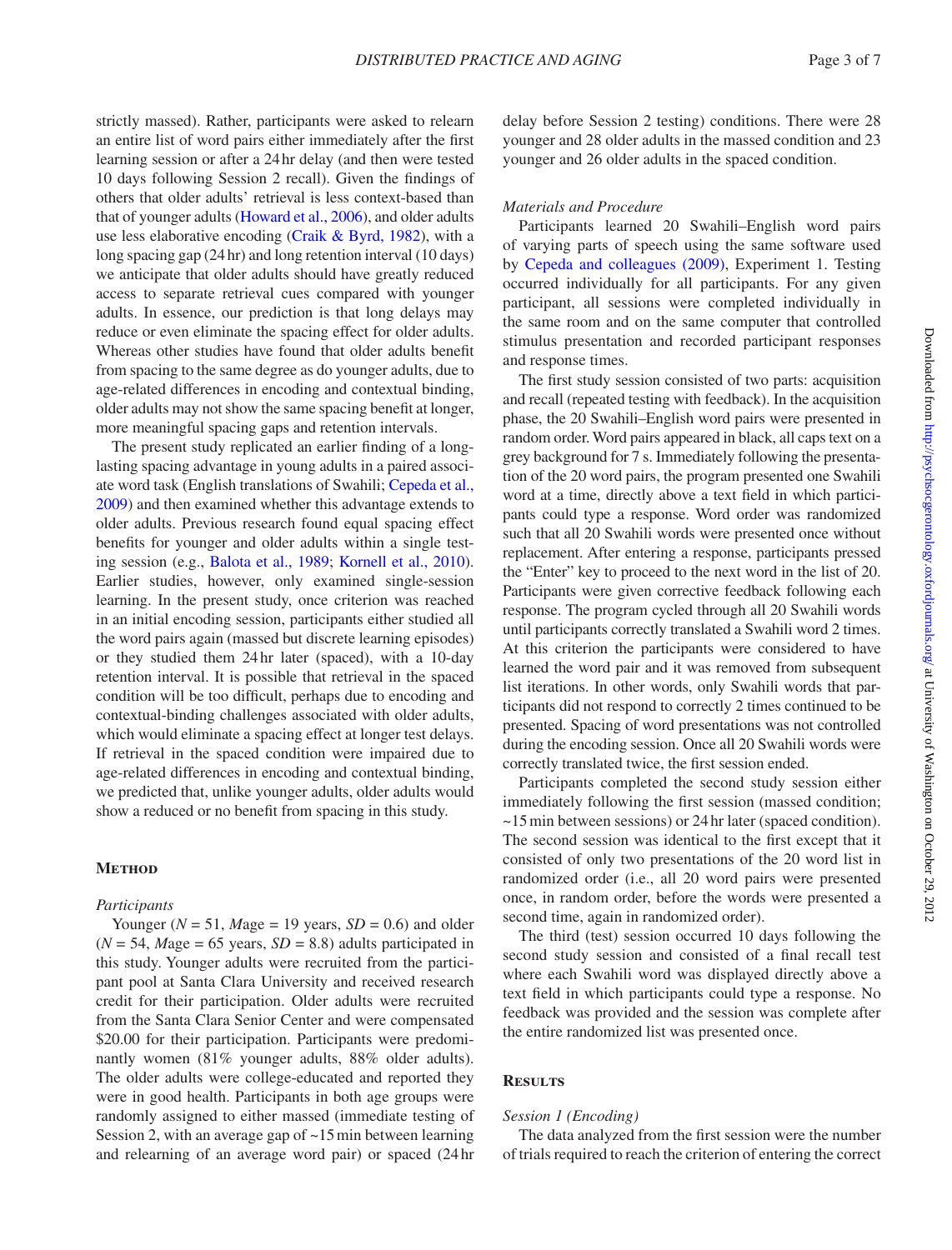strictly massed). Rather, participants were asked to relearn an entire list of word pairs either immediately after the first learning session or after a 24 hr delay (and then were tested 10 days following Session 2 recall). Given the findings of others that older adults' retrieval is less context-based than that of younger adults (Howard et al., 2006), and older adults use less elaborative encoding (Craik & Byrd, 1982), with a long spacing gap (24 hr) and long retention interval (10 days) we anticipate that older adults should have greatly reduced access to separate retrieval cues compared with younger adults. In essence, our prediction is that long delays may reduce or even eliminate the spacing effect for older adults. Whereas other studies have found that older adults benefit from spacing to the same degree as do younger adults, due to age-related differences in encoding and contextual binding, older adults may not show the same spacing benefit at longer, more meaningful spacing gaps and retention intervals.

The present study replicated an earlier finding of a long-lasting spacing advantage in young adults in a paired associate word task (English translations of Swahili; Cepeda et al., 2009) and then examined whether this advantage extends to older adults. Previous research found equal spacing effect benefits for younger and older adults within a single testing session (e.g., Balota et al., 1989; Kornell et al., 2010). Earlier studies, however, only examined single-session learning. In the present study, once criterion was reached in an initial encoding session, participants either studied all the word pairs again (massed but discrete learning episodes) or they studied them 24 hr later (spaced), with a 10-day retention interval. It is possible that retrieval in the spaced condition will be too difficult, perhaps due to encoding and contextual-binding challenges associated with older adults, which would eliminate a spacing effect at longer test delays. If retrieval in the spaced condition were impaired due to age-related differences in encoding and contextual binding, we predicted that, unlike younger adults, older adults would show a reduced or no benefit from spacing in this study.

## Method

### *Participants*

Younger ($N = 51$, *M*age = 19 years, $SD = 0.6$) and older ($N = 54$, *M*age = 65 years, $SD = 8.8$) adults participated in this study. Younger adults were recruited from the participant pool at Santa Clara University and received research credit for their participation. Older adults were recruited from the Santa Clara Senior Center and were compensated $20.00 for their participation. Participants were predominantly women (81% younger adults, 88% older adults). The older adults were college-educated and reported they were in good health. Participants in both age groups were randomly assigned to either massed (immediate testing of Session 2, with an average gap of ~15 min between learning and relearning of an average word pair) or spaced (24 hr delay before Session 2 testing) conditions. There were 28 younger and 28 older adults in the massed condition and 23 younger and 26 older adults in the spaced condition.

### *Materials and Procedure*

Participants learned 20 Swahili–English word pairs of varying parts of speech using the same software used by Cepeda and colleagues (2009), Experiment 1. Testing occurred individually for all participants. For any given participant, all sessions were completed individually in the same room and on the same computer that controlled stimulus presentation and recorded participant responses and response times.

The first study session consisted of two parts: acquisition and recall (repeated testing with feedback). In the acquisition phase, the 20 Swahili–English word pairs were presented in random order. Word pairs appeared in black, all caps text on a grey background for 7 s. Immediately following the presentation of the 20 word pairs, the program presented one Swahili word at a time, directly above a text field in which participants could type a response. Word order was randomized such that all 20 Swahili words were presented once without replacement. After entering a response, participants pressed the "Enter" key to proceed to the next word in the list of 20. Participants were given corrective feedback following each response. The program cycled through all 20 Swahili words until participants correctly translated a Swahili word 2 times. At this criterion the participants were considered to have learned the word pair and it was removed from subsequent list iterations. In other words, only Swahili words that participants did not respond to correctly 2 times continued to be presented. Spacing of word presentations was not controlled during the encoding session. Once all 20 Swahili words were correctly translated twice, the first session ended.

Participants completed the second study session either immediately following the first session (massed condition; ~15 min between sessions) or 24 hr later (spaced condition). The second session was identical to the first except that it consisted of only two presentations of the 20 word list in randomized order (i.e., all 20 word pairs were presented once, in random order, before the words were presented a second time, again in randomized order).

The third (test) session occurred 10 days following the second study session and consisted of a final recall test where each Swahili word was displayed directly above a text field in which participants could type a response. No feedback was provided and the session was complete after the entire randomized list was presented once.

## Results

### *Session 1 (Encoding)*

The data analyzed from the first session were the number of trials required to reach the criterion of entering the correct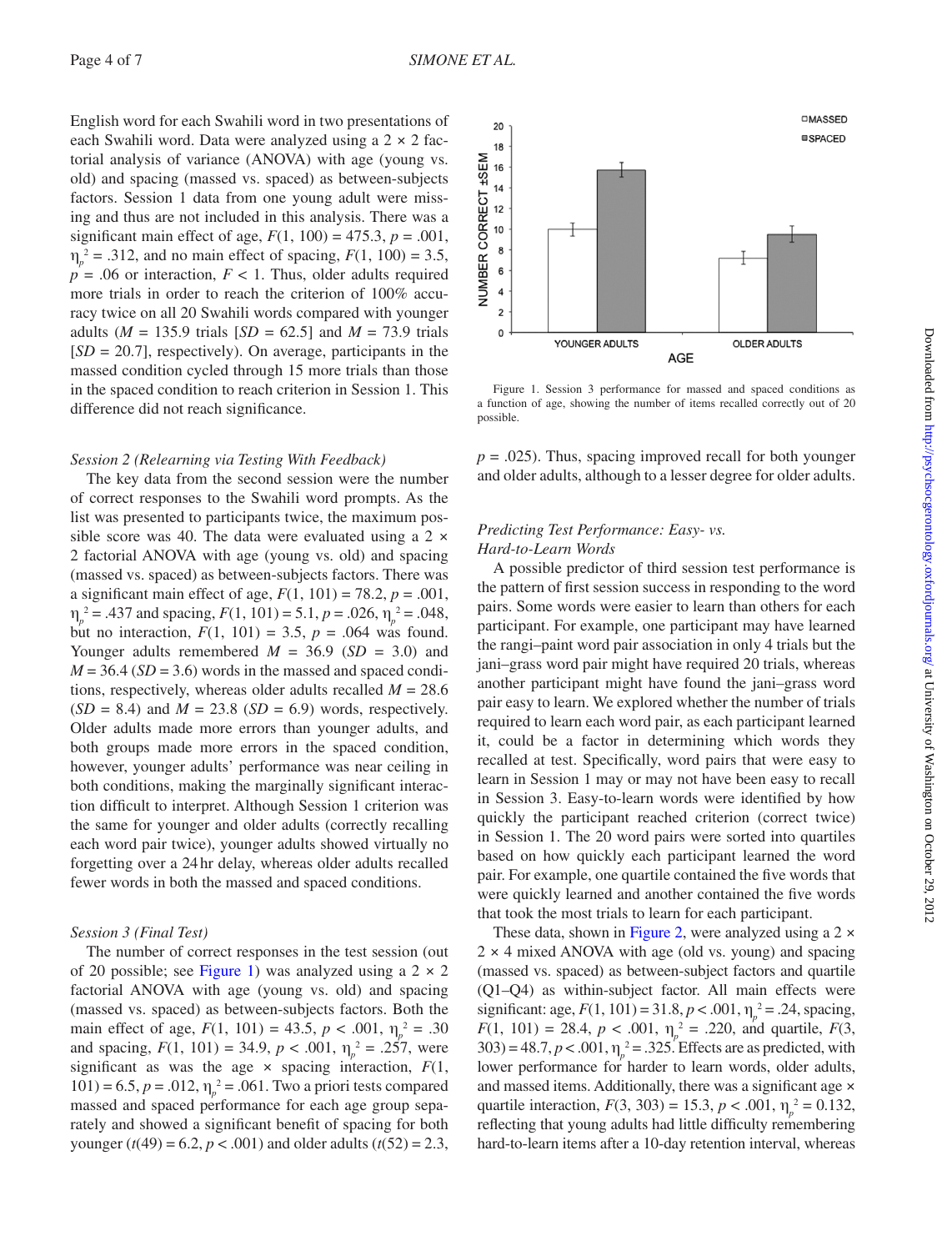English word for each Swahili word in two presentations of each Swahili word. Data were analyzed using a 2 × 2 factorial analysis of variance (ANOVA) with age (young vs. old) and spacing (massed vs. spaced) as between-subjects factors. Session 1 data from one young adult were missing and thus are not included in this analysis. There was a significant main effect of age, $F(1, 100) = 475.3$, $p = .001$, $\eta_p^2 = .312$, and no main effect of spacing, $F(1, 100) = 3.5$, $p = .06$ or interaction, $F < 1$. Thus, older adults required more trials in order to reach the criterion of 100% accuracy twice on all 20 Swahili words compared with younger adults ($M = 135.9$ trials [$SD = 62.5$] and $M = 73.9$ trials [$SD = 20.7$], respectively). On average, participants in the massed condition cycled through 15 more trials than those in the spaced condition to reach criterion in Session 1. This difference did not reach significance.

### *Session 2 (Relearning via Testing With Feedback)*

The key data from the second session were the number of correct responses to the Swahili word prompts. As the list was presented to participants twice, the maximum possible score was 40. The data were evaluated using a 2 × 2 factorial ANOVA with age (young vs. old) and spacing (massed vs. spaced) as between-subjects factors. There was a significant main effect of age, $F(1, 101) = 78.2$, $p = .001$, $\eta_p^2 = .437$ and spacing, $F(1, 101) = 5.1$, $p = .026$, $\eta_p^2 = .048$, but no interaction, $F(1, 101) = 3.5$, $p = .064$ was found. Younger adults remembered $M = 36.9$ ($SD = 3.0$) and $M = 36.4$ ($SD = 3.6$) words in the massed and spaced conditions, respectively, whereas older adults recalled $M = 28.6$ ($SD = 8.4$) and $M = 23.8$ ($SD = 6.9$) words, respectively. Older adults made more errors than younger adults, and both groups made more errors in the spaced condition, however, younger adults' performance was near ceiling in both conditions, making the marginally significant interaction difficult to interpret. Although Session 1 criterion was the same for younger and older adults (correctly recalling each word pair twice), younger adults showed virtually no forgetting over a 24 hr delay, whereas older adults recalled fewer words in both the massed and spaced conditions.

### *Session 3 (Final Test)*

The number of correct responses in the test session (out of 20 possible; see Figure 1) was analyzed using a 2 × 2 factorial ANOVA with age (young vs. old) and spacing (massed vs. spaced) as between-subjects factors. Both the main effect of age, $F(1, 101) = 43.5$, $p < .001$, $\eta_p^2 = .30$ and spacing, $F(1, 101) = 34.9$, $p < .001$, $\eta_p^2 = .257$, were significant as was the age × spacing interaction, $F(1, 101) = 6.5$, $p = .012$, $\eta_p^2 = .061$. Two a priori tests compared massed and spaced performance for each age group separately and showed a significant benefit of spacing for both younger ($t(49) = 6.2$, $p < .001$) and older adults ($t(52) = 2.3$, $p = .025$). Thus, spacing improved recall for both younger and older adults, although to a lesser degree for older adults.

NUMBER CORRECT ±SEM
20
18
16
14
12
10
8
6
4
2
0
□MASSED
■SPACED
YOUNGER ADULTS
OLDER ADULTS
AGE

Figure 1. Session 3 performance for massed and spaced conditions as a function of age, showing the number of items recalled correctly out of 20 possible.

### *Predicting Test Performance: Easy- vs. Hard-to-Learn Words*

A possible predictor of third session test performance is the pattern of first session success in responding to the word pairs. Some words were easier to learn than others for each participant. For example, one participant may have learned the rangi–paint word pair association in only 4 trials but the jani–grass word pair might have required 20 trials, whereas another participant might have found the jani–grass word pair easy to learn. We explored whether the number of trials required to learn each word pair, as each participant learned it, could be a factor in determining which words they recalled at test. Specifically, word pairs that were easy to learn in Session 1 may or may not have been easy to recall in Session 3. Easy-to-learn words were identified by how quickly the participant reached criterion (correct twice) in Session 1. The 20 word pairs were sorted into quartiles based on how quickly each participant learned the word pair. For example, one quartile contained the five words that were quickly learned and another contained the five words that took the most trials to learn for each participant.

These data, shown in Figure 2, were analyzed using a 2 × 2 × 4 mixed ANOVA with age (old vs. young) and spacing (massed vs. spaced) as between-subject factors and quartile (Q1–Q4) as within-subject factor. All main effects were significant: age, $F(1, 101) = 31.8$, $p < .001$, $\eta_p^2 = .24$, spacing, $F(1, 101) = 28.4$, $p < .001$, $\eta_p^2 = .220$, and quartile, $F(3, 303) = 48.7$, $p < .001$, $\eta_p^2 = .325$. Effects are as predicted, with lower performance for harder to learn words, older adults, and massed items. Additionally, there was a significant age × quartile interaction, $F(3, 303) = 15.3$, $p < .001$, $\eta_p^2 = 0.132$, reflecting that young adults had little difficulty remembering hard-to-learn items after a 10-day retention interval, whereas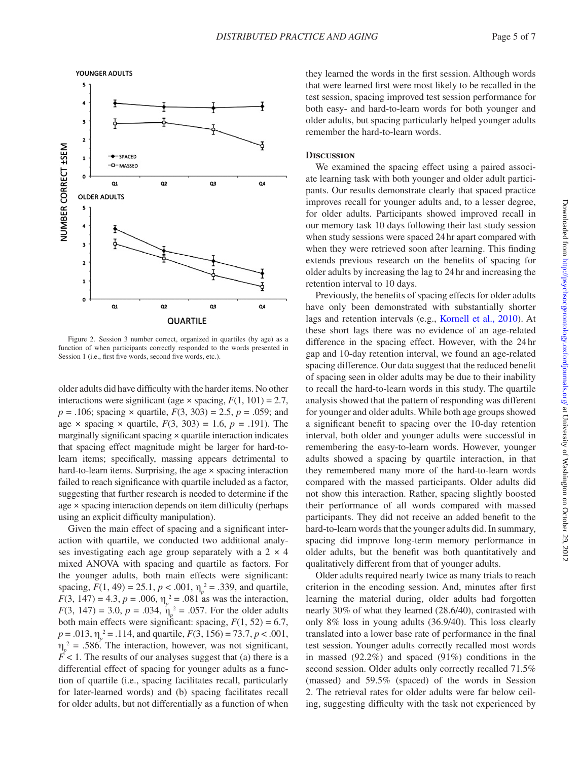YOUNGER ADULTS

NUMBER CORRECT ±SEM

SPACED

MASSED

Q1 Q2 Q3 Q4

OLDER ADULTS

Q1 Q2 Q3 Q4

QUARTILE

Figure 2. Session 3 number correct, organized in quartiles (by age) as a function of when participants correctly responded to the words presented in Session 1 (i.e., first five words, second five words, etc.).

older adults did have difficulty with the harder items. No other interactions were significant (age × spacing, $F(1, 101) = 2.7$, $p = .106$; spacing × quartile, $F(3, 303) = 2.5$, $p = .059$; and age × spacing × quartile, $F(3, 303) = 1.6$, $p = .191$). The marginally significant spacing × quartile interaction indicates that spacing effect magnitude might be larger for hard-to-learn items; specifically, massing appears detrimental to hard-to-learn items. Surprising, the age × spacing interaction failed to reach significance with quartile included as a factor, suggesting that further research is needed to determine if the age × spacing interaction depends on item difficulty (perhaps using an explicit difficulty manipulation).

Given the main effect of spacing and a significant interaction with quartile, we conducted two additional analyses investigating each age group separately with a 2 × 4 mixed ANOVA with spacing and quartile as factors. For the younger adults, both main effects were significant: spacing, $F(1, 49) = 25.1$, $p < .001$, $\eta_p^2 = .339$, and quartile, $F(3, 147) = 4.3$, $p = .006$, $\eta_p^2 = .081$ as was the interaction, $F(3, 147) = 3.0$, $p = .034$, $\eta_p^2 = .057$. For the older adults both main effects were significant: spacing, $F(1, 52) = 6.7$, $p = .013$, $\eta_p^2 = .114$, and quartile, $F(3, 156) = 73.7$, $p < .001$, $\eta_p^2 = .586$. The interaction, however, was not significant, $F < 1$. The results of our analyses suggest that (a) there is a differential effect of spacing for younger adults as a function of quartile (i.e., spacing facilitates recall, particularly for later-learned words) and (b) spacing facilitates recall for older adults, but not differentially as a function of when they learned the words in the first session. Although words that were learned first were most likely to be recalled in the test session, spacing improved test session performance for both easy- and hard-to-learn words for both younger and older adults, but spacing particularly helped younger adults remember the hard-to-learn words.

## Discussion

We examined the spacing effect using a paired associate learning task with both younger and older adult participants. Our results demonstrate clearly that spaced practice improves recall for younger adults and, to a lesser degree, for older adults. Participants showed improved recall in our memory task 10 days following their last study session when study sessions were spaced 24 hr apart compared with when they were retrieved soon after learning. This finding extends previous research on the benefits of spacing for older adults by increasing the lag to 24 hr and increasing the retention interval to 10 days.

Previously, the benefits of spacing effects for older adults have only been demonstrated with substantially shorter lags and retention intervals (e.g., Kornell et al., 2010). At these short lags there was no evidence of an age-related difference in the spacing effect. However, with the 24 hr gap and 10-day retention interval, we found an age-related spacing difference. Our data suggest that the reduced benefit of spacing seen in older adults may be due to their inability to recall the hard-to-learn words in this study. The quartile analysis showed that the pattern of responding was different for younger and older adults. While both age groups showed a significant benefit to spacing over the 10-day retention interval, both older and younger adults were successful in remembering the easy-to-learn words. However, younger adults showed a spacing by quartile interaction, in that they remembered many more of the hard-to-learn words compared with the massed participants. Older adults did not show this interaction. Rather, spacing slightly boosted their performance of all words compared with massed participants. They did not receive an added benefit to the hard-to-learn words that the younger adults did. In summary, spacing did improve long-term memory performance in older adults, but the benefit was both quantitatively and qualitatively different from that of younger adults.

Older adults required nearly twice as many trials to reach criterion in the encoding session. And, minutes after first learning the material during, older adults had forgotten nearly 30% of what they learned (28.6/40), contrasted with only 8% loss in young adults (36.9/40). This loss clearly translated into a lower base rate of performance in the final test session. Younger adults correctly recalled most words in massed (92.2%) and spaced (91%) conditions in the second session. Older adults only correctly recalled 71.5% (massed) and 59.5% (spaced) of the words in Session 2. The retrieval rates for older adults were far below ceiling, suggesting difficulty with the task not experienced by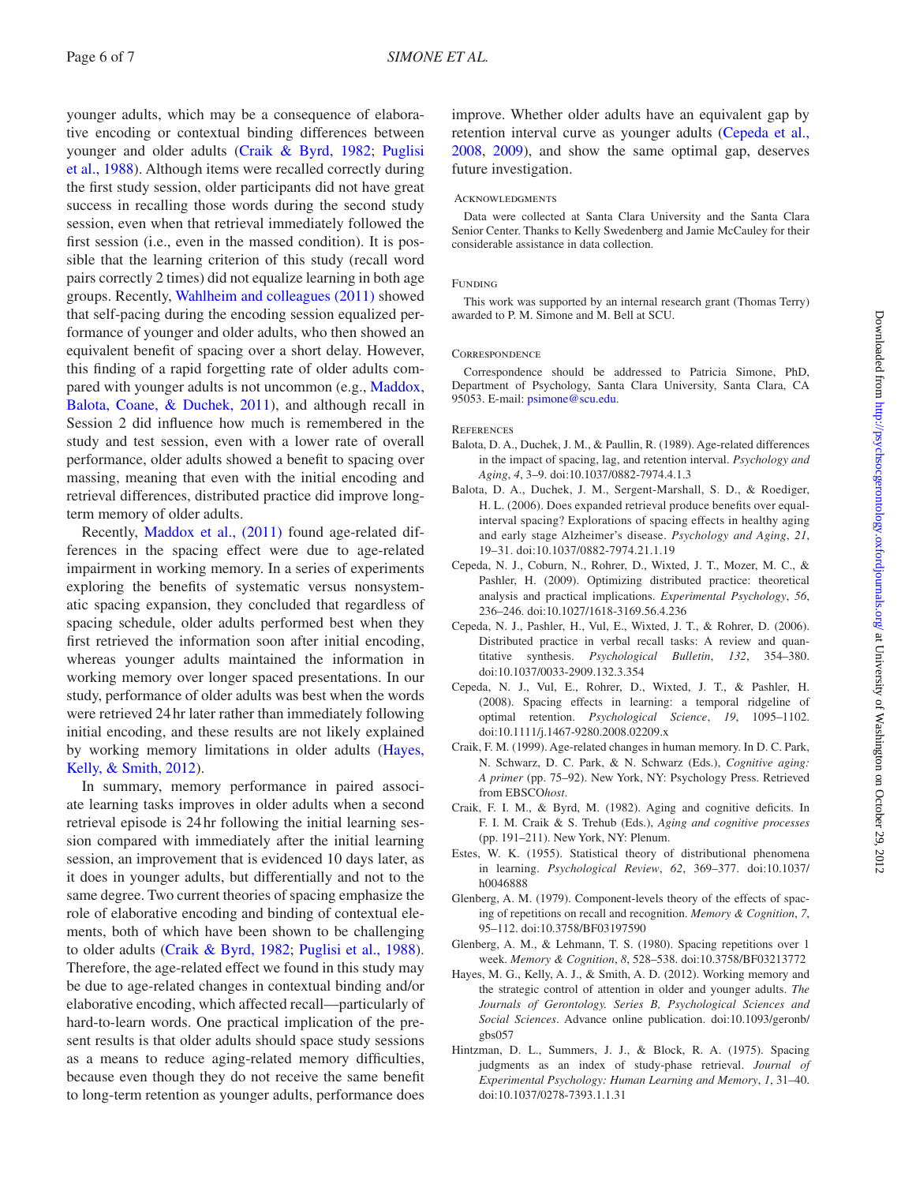younger adults, which may be a consequence of elaborative encoding or contextual binding differences between younger and older adults (Craik & Byrd, 1982; Puglisi et al., 1988). Although items were recalled correctly during the first study session, older participants did not have great success in recalling those words during the second study session, even when that retrieval immediately followed the first session (i.e., even in the massed condition). It is possible that the learning criterion of this study (recall word pairs correctly 2 times) did not equalize learning in both age groups. Recently, Wahlheim and colleagues (2011) showed that self-pacing during the encoding session equalized performance of younger and older adults, who then showed an equivalent benefit of spacing over a short delay. However, this finding of a rapid forgetting rate of older adults compared with younger adults is not uncommon (e.g., Maddox, Balota, Coane, & Duchek, 2011), and although recall in Session 2 did influence how much is remembered in the study and test session, even with a lower rate of overall performance, older adults showed a benefit to spacing over massing, meaning that even with the initial encoding and retrieval differences, distributed practice did improve long-term memory of older adults.

Recently, Maddox et al., (2011) found age-related differences in the spacing effect were due to age-related impairment in working memory. In a series of experiments exploring the benefits of systematic versus nonsystematic spacing expansion, they concluded that regardless of spacing schedule, older adults performed best when they first retrieved the information soon after initial encoding, whereas younger adults maintained the information in working memory over longer spaced presentations. In our study, performance of older adults was best when the words were retrieved 24 hr later rather than immediately following initial encoding, and these results are not likely explained by working memory limitations in older adults (Hayes, Kelly, & Smith, 2012).

In summary, memory performance in paired associate learning tasks improves in older adults when a second retrieval episode is 24 hr following the initial learning session compared with immediately after the initial learning session, an improvement that is evidenced 10 days later, as it does in younger adults, but differentially and not to the same degree. Two current theories of spacing emphasize the role of elaborative encoding and binding of contextual elements, both of which have been shown to be challenging to older adults (Craik & Byrd, 1982; Puglisi et al., 1988). Therefore, the age-related effect we found in this study may be due to age-related changes in contextual binding and/or elaborative encoding, which affected recall—particularly of hard-to-learn words. One practical implication of the present results is that older adults should space study sessions as a means to reduce aging-related memory difficulties, because even though they do not receive the same benefit to long-term retention as younger adults, performance does improve. Whether older adults have an equivalent gap by retention interval curve as younger adults (Cepeda et al., 2008, 2009), and show the same optimal gap, deserves future investigation.

## Acknowledgments

Data were collected at Santa Clara University and the Santa Clara Senior Center. Thanks to Kelly Swedenberg and Jamie McCauley for their considerable assistance in data collection.

## Funding

This work was supported by an internal research grant (Thomas Terry) awarded to P. M. Simone and M. Bell at SCU.

## Correspondence

Correspondence should be addressed to Patricia Simone, PhD, Department of Psychology, Santa Clara University, Santa Clara, CA 95053. E-mail: psimone@scu.edu.

## References

Balota, D. A., Duchek, J. M., & Paullin, R. (1989). Age-related differences in the impact of spacing, lag, and retention interval. *Psychology and Aging*, *4*, 3–9. doi:10.1037/0882-7974.4.1.3

Balota, D. A., Duchek, J. M., Sergent-Marshall, S. D., & Roediger, H. L. (2006). Does expanded retrieval produce benefits over equal-interval spacing? Explorations of spacing effects in healthy aging and early stage Alzheimer's disease. *Psychology and Aging*, *21*, 19–31. doi:10.1037/0882-7974.21.1.19

Cepeda, N. J., Coburn, N., Rohrer, D., Wixted, J. T., Mozer, M. C., & Pashler, H. (2009). Optimizing distributed practice: theoretical analysis and practical implications. *Experimental Psychology*, *56*, 236–246. doi:10.1027/1618-3169.56.4.236

Cepeda, N. J., Pashler, H., Vul, E., Wixted, J. T., & Rohrer, D. (2006). Distributed practice in verbal recall tasks: A review and quantitative synthesis. *Psychological Bulletin*, *132*, 354–380. doi:10.1037/0033-2909.132.3.354

Cepeda, N. J., Vul, E., Rohrer, D., Wixted, J. T., & Pashler, H. (2008). Spacing effects in learning: a temporal ridgeline of optimal retention. *Psychological Science*, *19*, 1095–1102. doi:10.1111/j.1467-9280.2008.02209.x

Craik, F. M. (1999). Age-related changes in human memory. In D. C. Park, N. Schwarz, D. C. Park, & N. Schwarz (Eds.), *Cognitive aging: A primer* (pp. 75–92). New York, NY: Psychology Press. Retrieved from EBSCO*host*.

Craik, F. I. M., & Byrd, M. (1982). Aging and cognitive deficits. In F. I. M. Craik & S. Trehub (Eds.), *Aging and cognitive processes* (pp. 191–211). New York, NY: Plenum.

Estes, W. K. (1955). Statistical theory of distributional phenomena in learning. *Psychological Review*, *62*, 369–377. doi:10.1037/h0046888

Glenberg, A. M. (1979). Component-levels theory of the effects of spacing of repetitions on recall and recognition. *Memory & Cognition*, *7*, 95–112. doi:10.3758/BF03197590

Glenberg, A. M., & Lehmann, T. S. (1980). Spacing repetitions over 1 week. *Memory & Cognition*, *8*, 528–538. doi:10.3758/BF03213772

Hayes, M. G., Kelly, A. J., & Smith, A. D. (2012). Working memory and the strategic control of attention in older and younger adults. *The Journals of Gerontology. Series B, Psychological Sciences and Social Sciences*. Advance online publication. doi:10.1093/geronb/gbs057

Hintzman, D. L., Summers, J. J., & Block, R. A. (1975). Spacing judgments as an index of study-phase retrieval. *Journal of Experimental Psychology: Human Learning and Memory*, *1*, 31–40. doi:10.1037/0278-7393.1.1.31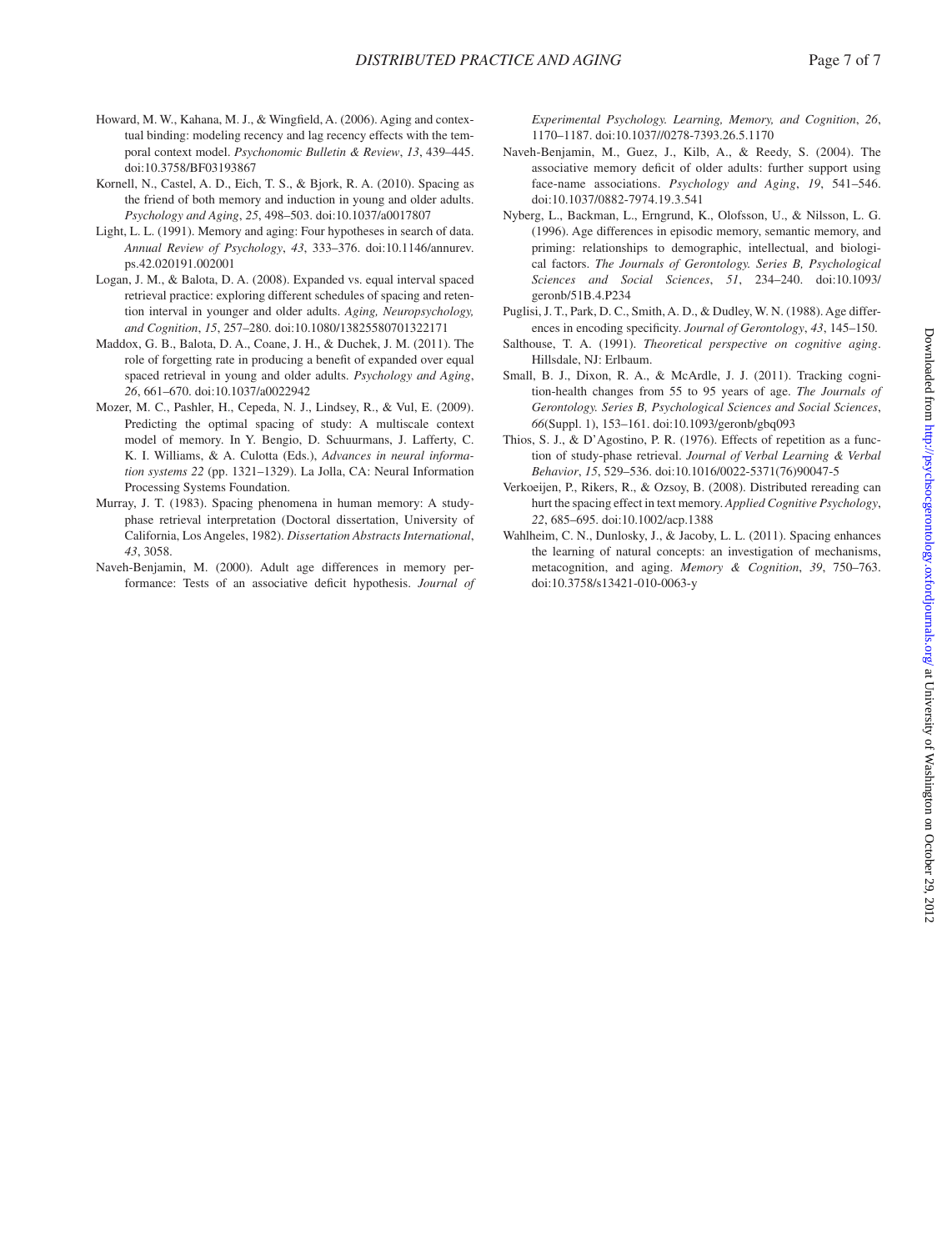Howard, M. W., Kahana, M. J., & Wingfield, A. (2006). Aging and contextual binding: modeling recency and lag recency effects with the temporal context model. *Psychonomic Bulletin & Review*, *13*, 439–445. doi:10.3758/BF03193867

Kornell, N., Castel, A. D., Eich, T. S., & Bjork, R. A. (2010). Spacing as the friend of both memory and induction in young and older adults. *Psychology and Aging*, *25*, 498–503. doi:10.1037/a0017807

Light, L. L. (1991). Memory and aging: Four hypotheses in search of data. *Annual Review of Psychology*, *43*, 333–376. doi:10.1146/annurev.ps.42.020191.002001

Logan, J. M., & Balota, D. A. (2008). Expanded vs. equal interval spaced retrieval practice: exploring different schedules of spacing and retention interval in younger and older adults. *Aging, Neuropsychology, and Cognition*, *15*, 257–280. doi:10.1080/13825580701322171

Maddox, G. B., Balota, D. A., Coane, J. H., & Duchek, J. M. (2011). The role of forgetting rate in producing a benefit of expanded over equal spaced retrieval in young and older adults. *Psychology and Aging*, *26*, 661–670. doi:10.1037/a0022942

Mozer, M. C., Pashler, H., Cepeda, N. J., Lindsey, R., & Vul, E. (2009). Predicting the optimal spacing of study: A multiscale context model of memory. In Y. Bengio, D. Schuurmans, J. Lafferty, C. K. I. Williams, & A. Culotta (Eds.), *Advances in neural information systems 22* (pp. 1321–1329). La Jolla, CA: Neural Information Processing Systems Foundation.

Murray, J. T. (1983). Spacing phenomena in human memory: A study-phase retrieval interpretation (Doctoral dissertation, University of California, Los Angeles, 1982). *Dissertation Abstracts International*, *43*, 3058.

Naveh-Benjamin, M. (2000). Adult age differences in memory performance: Tests of an associative deficit hypothesis. *Journal of Experimental Psychology. Learning, Memory, and Cognition*, *26*, 1170–1187. doi:10.1037//0278-7393.26.5.1170

Naveh-Benjamin, M., Guez, J., Kilb, A., & Reedy, S. (2004). The associative memory deficit of older adults: further support using face-name associations. *Psychology and Aging*, *19*, 541–546. doi:10.1037/0882-7974.19.3.541

Nyberg, L., Backman, L., Erngrund, K., Olofsson, U., & Nilsson, L. G. (1996). Age differences in episodic memory, semantic memory, and priming: relationships to demographic, intellectual, and biological factors. *The Journals of Gerontology. Series B, Psychological Sciences and Social Sciences*, *51*, 234–240. doi:10.1093/geronb/51B.4.P234

Puglisi, J. T., Park, D. C., Smith, A. D., & Dudley, W. N. (1988). Age differences in encoding specificity. *Journal of Gerontology*, *43*, 145–150.

Salthouse, T. A. (1991). *Theoretical perspective on cognitive aging*. Hillsdale, NJ: Erlbaum.

Small, B. J., Dixon, R. A., & McArdle, J. J. (2011). Tracking cognition-health changes from 55 to 95 years of age. *The Journals of Gerontology. Series B, Psychological Sciences and Social Sciences*, *66*(Suppl. 1), 153–161. doi:10.1093/geronb/gbq093

Thios, S. J., & D'Agostino, P. R. (1976). Effects of repetition as a function of study-phase retrieval. *Journal of Verbal Learning & Verbal Behavior*, *15*, 529–536. doi:10.1016/0022-5371(76)90047-5

Verkoeijen, P., Rikers, R., & Ozsoy, B. (2008). Distributed rereading can hurt the spacing effect in text memory. *Applied Cognitive Psychology*, *22*, 685–695. doi:10.1002/acp.1388

Wahlheim, C. N., Dunlosky, J., & Jacoby, L. L. (2011). Spacing enhances the learning of natural concepts: an investigation of mechanisms, metacognition, and aging. *Memory & Cognition*, *39*, 750–763. doi:10.3758/s13421-010-0063-y